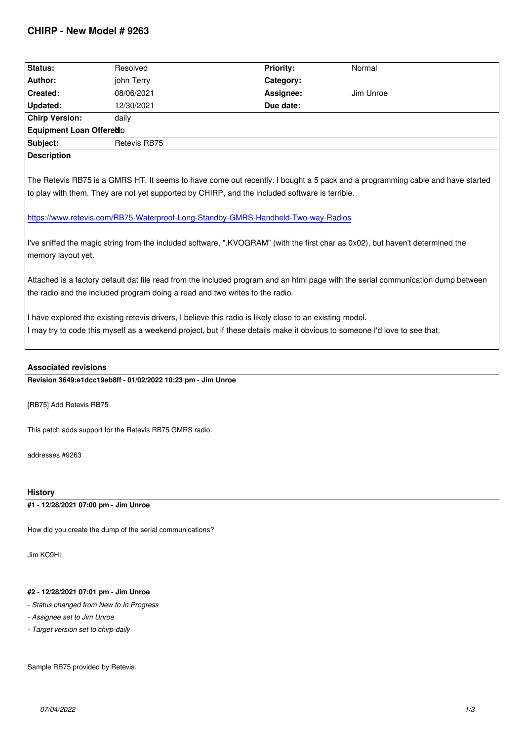# CHIRP - New Model # 9263

| Status: | Resolved | Priority: | Normal |
|---|---|---|---|
| Author: | john Terry | Category: | |
| Created: | 08/06/2021 | Assignee: | Jim Unroe |
| Updated: | 12/30/2021 | Due date: | |
| Chirp Version: | daily | | |
| Equipment Loan Offered: | No | | |
| Subject: | Retevis RB75 | | |

**Description**

The Retevis RB75 is a GMRS HT. It seems to have come out recently. I bought a 5 pack and a programming cable and have started to play with them. They are not yet supported by CHIRP, and the included software is terrible.

https://www.retevis.com/RB75-Waterproof-Long-Standby-GMRS-Handheld-Two-way-Radios

I've sniffed the magic string from the included software, ".KVOGRAM" (with the first char as 0x02), but haven't determined the memory layout yet.

Attached is a factory default dat file read from the included program and an html page with the serial communication dump between the radio and the included program doing a read and two writes to the radio.

I have explored the existing retevis drivers, I believe this radio is likely close to an existing model.
I may try to code this myself as a weekend project, but if these details make it obvious to someone I'd love to see that.

## Associated revisions

**Revision 3649:e1dcc19eb8ff - 01/02/2022 10:23 pm - Jim Unroe**

[RB75] Add Retevis RB75

This patch adds support for the Retevis RB75 GMRS radio.

addresses #9263

## History

**#1 - 12/28/2021 07:00 pm - Jim Unroe**

How did you create the dump of the serial communications?

Jim KC9HI

**#2 - 12/28/2021 07:01 pm - Jim Unroe**

- *Status changed from New to In Progress*
- *Assignee set to Jim Unroe*
- *Target version set to chirp-daily*

Sample RB75 provided by Retevis.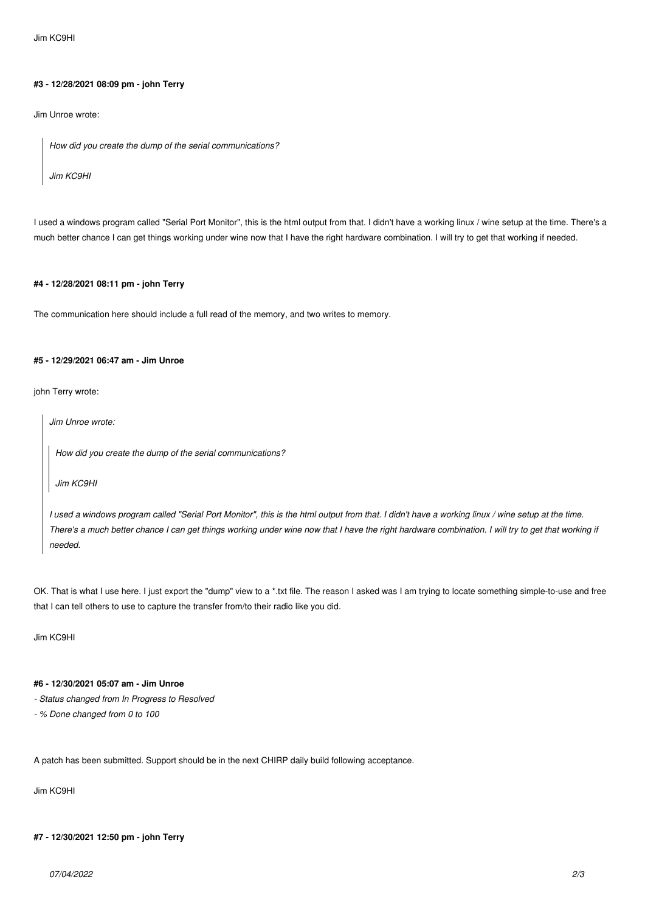Jim KC9HI

#### **#3 - 12/28/2021 08:09 pm - john Terry**

Jim Unroe wrote:

> *How did you create the dump of the serial communications?*
>
> *Jim KC9HI*

I used a windows program called "Serial Port Monitor", this is the html output from that. I didn't have a working linux / wine setup at the time. There's a much better chance I can get things working under wine now that I have the right hardware combination. I will try to get that working if needed.

#### **#4 - 12/28/2021 08:11 pm - john Terry**

The communication here should include a full read of the memory, and two writes to memory.

#### **#5 - 12/29/2021 06:47 am - Jim Unroe**

john Terry wrote:

> *Jim Unroe wrote:*
>
> > *How did you create the dump of the serial communications?*
> >
> > *Jim KC9HI*
>
> *I used a windows program called "Serial Port Monitor", this is the html output from that. I didn't have a working linux / wine setup at the time. There's a much better chance I can get things working under wine now that I have the right hardware combination. I will try to get that working if needed.*

OK. That is what I use here. I just export the "dump" view to a *.txt file. The reason I asked was I am trying to locate something simple-to-use and free that I can tell others to use to capture the transfer from/to their radio like you did.

Jim KC9HI

#### **#6 - 12/30/2021 05:07 am - Jim Unroe**

- *Status changed from In Progress to Resolved*
- *% Done changed from 0 to 100*

A patch has been submitted. Support should be in the next CHIRP daily build following acceptance.

Jim KC9HI

#### **#7 - 12/30/2021 12:50 pm - john Terry**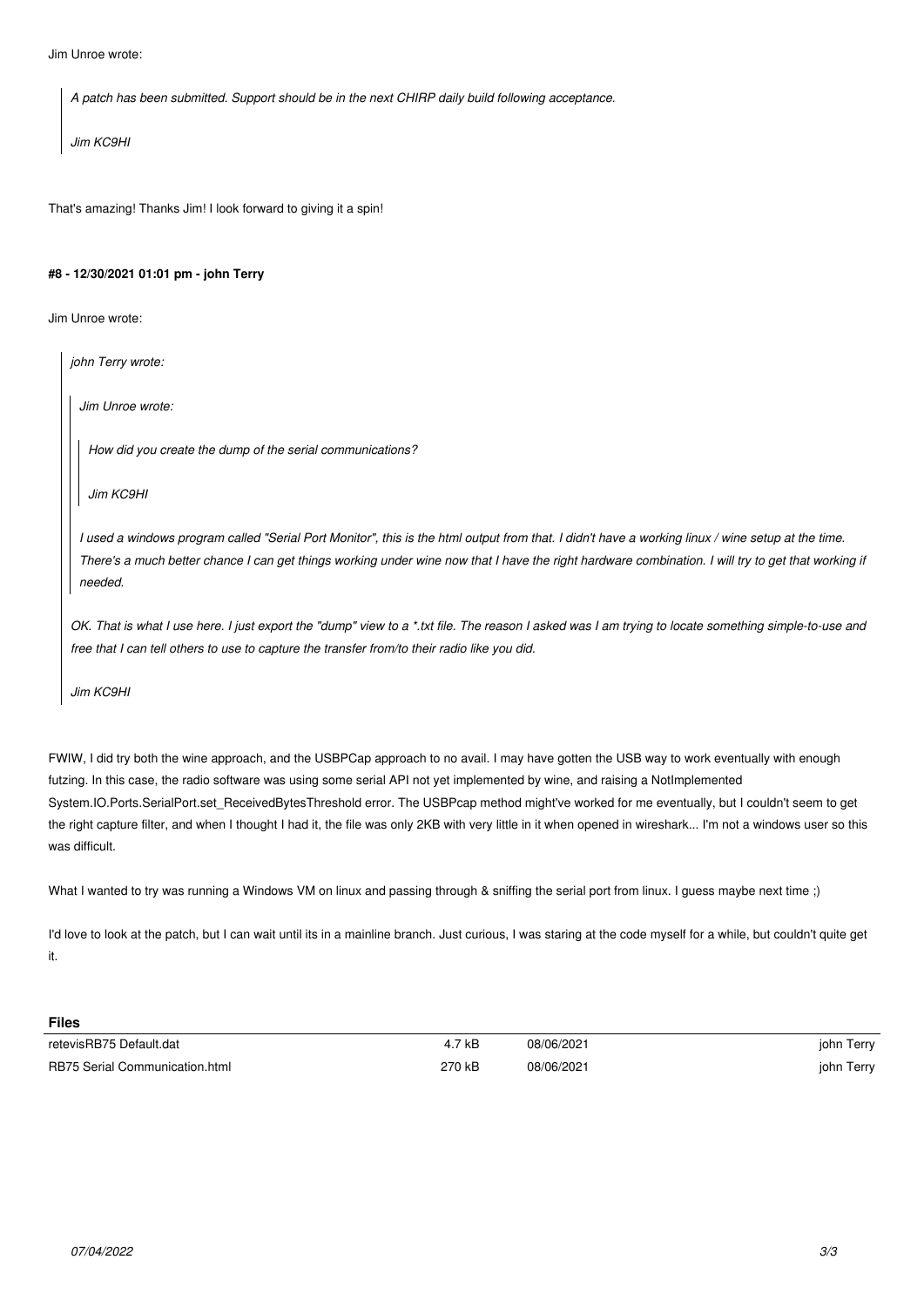Jim Unroe wrote:

> *A patch has been submitted. Support should be in the next CHIRP daily build following acceptance.*
>
> *Jim KC9HI*

That's amazing! Thanks Jim! I look forward to giving it a spin!

#### #8 - 12/30/2021 01:01 pm - john Terry

Jim Unroe wrote:

> *john Terry wrote:*
>
> > *Jim Unroe wrote:*
> >
> > > *How did you create the dump of the serial communications?*
> > >
> > > *Jim KC9HI*
> >
> > *I used a windows program called "Serial Port Monitor", this is the html output from that. I didn't have a working linux / wine setup at the time. There's a much better chance I can get things working under wine now that I have the right hardware combination. I will try to get that working if needed.*
>
> *OK. That is what I use here. I just export the "dump" view to a *.txt file. The reason I asked was I am trying to locate something simple-to-use and free that I can tell others to use to capture the transfer from/to their radio like you did.*
>
> *Jim KC9HI*

FWIW, I did try both the wine approach, and the USBPCap approach to no avail. I may have gotten the USB way to work eventually with enough futzing. In this case, the radio software was using some serial API not yet implemented by wine, and raising a NotImplemented System.IO.Ports.SerialPort.set_ReceivedBytesThreshold error. The USBPcap method might've worked for me eventually, but I couldn't seem to get the right capture filter, and when I thought I had it, the file was only 2KB with very little in it when opened in wireshark... I'm not a windows user so this was difficult.

What I wanted to try was running a Windows VM on linux and passing through & sniffing the serial port from linux. I guess maybe next time ;)

I'd love to look at the patch, but I can wait until its in a mainline branch. Just curious, I was staring at the code myself for a while, but couldn't quite get it.

### Files

| | | | |
|---|---|---|---|
| retevisRB75 Default.dat | 4.7 kB | 08/06/2021 | john Terry |
| RB75 Serial Communication.html | 270 kB | 08/06/2021 | john Terry |